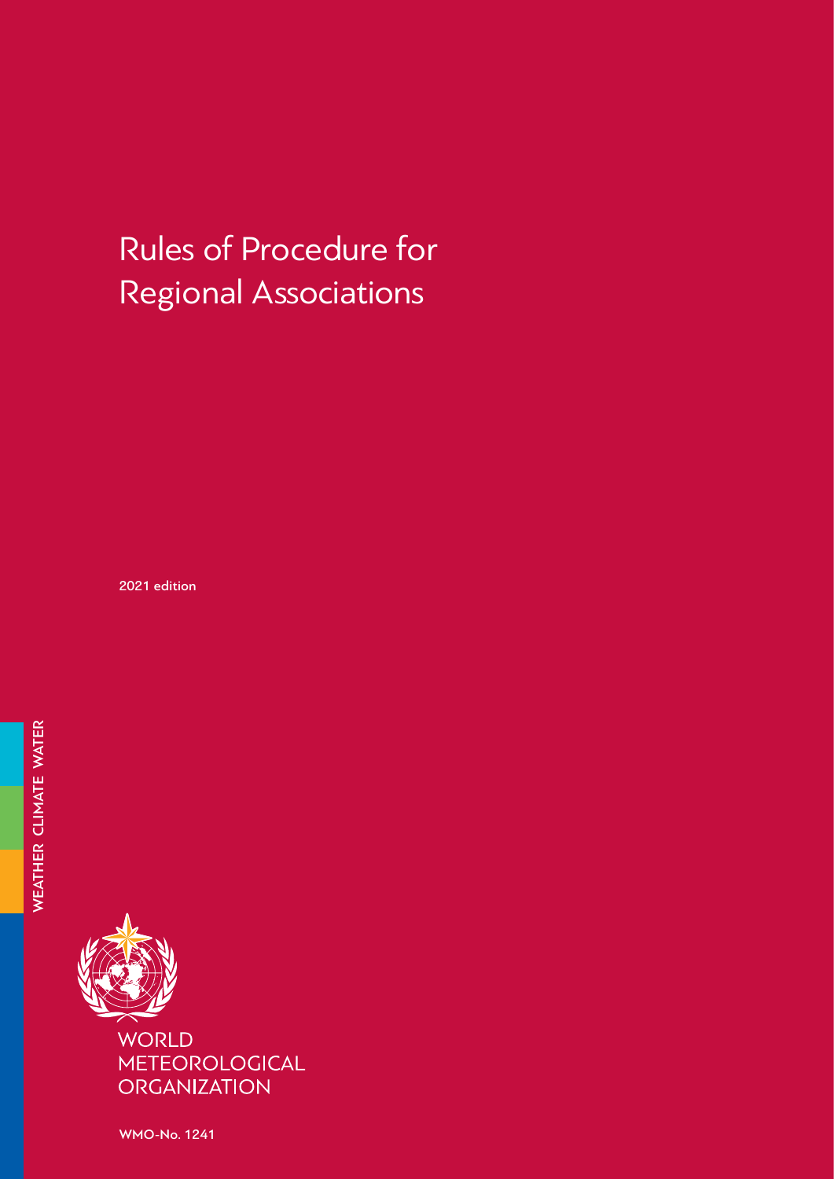# Rules of Procedure for Regional Associations

2021 edition

WEATHER CLIMATE WATER

WORLD
METEOROLOGICAL
ORGANIZATION

WMO-No. 1241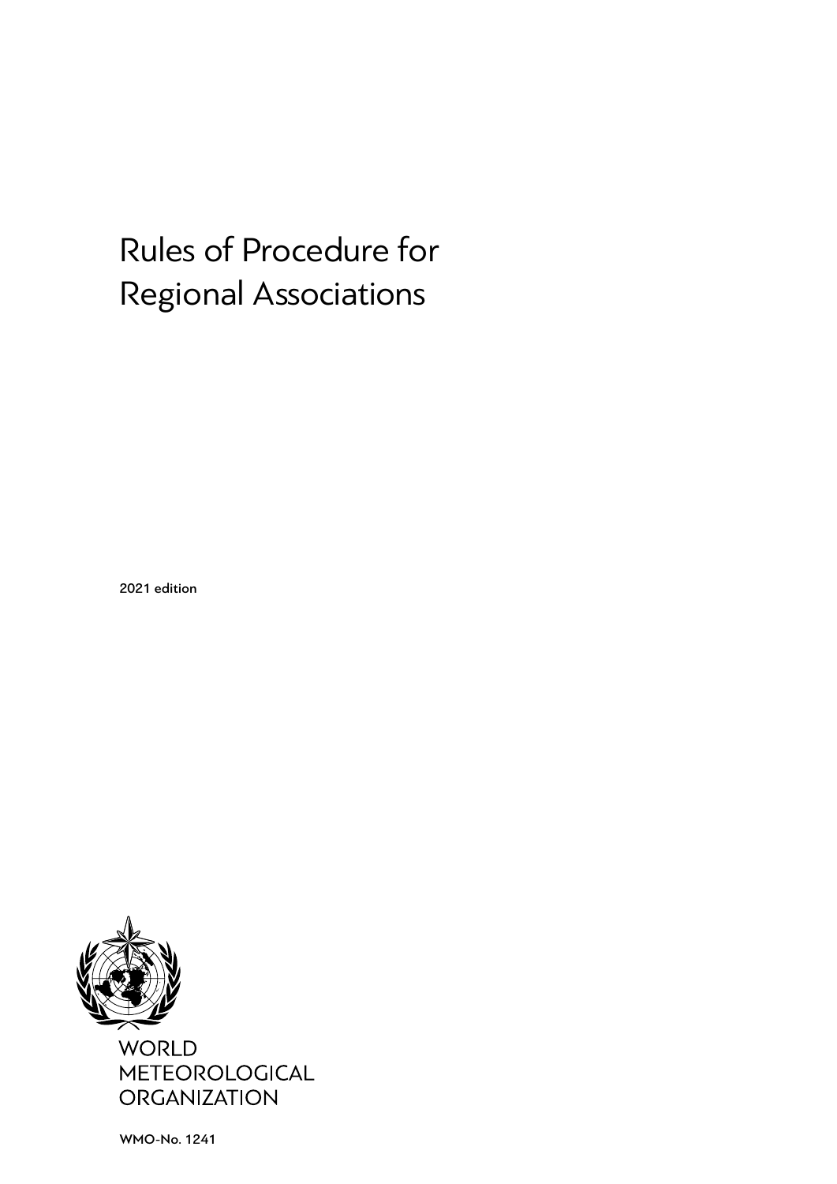# Rules of Procedure for Regional Associations

2021 edition

WORLD
METEOROLOGICAL
ORGANIZATION

WMO-No. 1241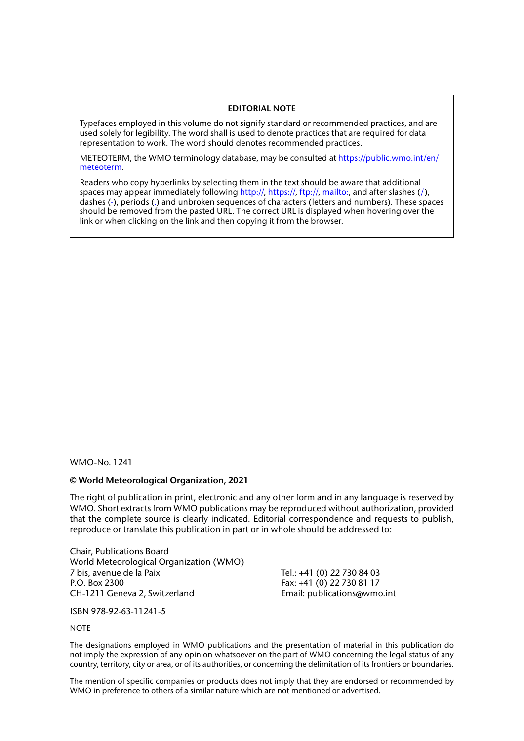**EDITORIAL NOTE**

Typefaces employed in this volume do not signify standard or recommended practices, and are used solely for legibility. The word shall is used to denote practices that are required for data representation to work. The word should denotes recommended practices.

METEOTERM, the WMO terminology database, may be consulted at https://public.wmo.int/en/meteoterm.

Readers who copy hyperlinks by selecting them in the text should be aware that additional spaces may appear immediately following http://, https://, ftp://, mailto:, and after slashes (/), dashes (-), periods (.) and unbroken sequences of characters (letters and numbers). These spaces should be removed from the pasted URL. The correct URL is displayed when hovering over the link or when clicking on the link and then copying it from the browser.

WMO-No. 1241

**© World Meteorological Organization, 2021**

The right of publication in print, electronic and any other form and in any language is reserved by WMO. Short extracts from WMO publications may be reproduced without authorization, provided that the complete source is clearly indicated. Editorial correspondence and requests to publish, reproduce or translate this publication in part or in whole should be addressed to:

Chair, Publications Board
World Meteorological Organization (WMO)
7 bis, avenue de la Paix
P.O. Box 2300
CH-1211 Geneva 2, Switzerland

Tel.: +41 (0) 22 730 84 03
Fax: +41 (0) 22 730 81 17
Email: publications@wmo.int

ISBN 978-92-63-11241-5

NOTE

The designations employed in WMO publications and the presentation of material in this publication do not imply the expression of any opinion whatsoever on the part of WMO concerning the legal status of any country, territory, city or area, or of its authorities, or concerning the delimitation of its frontiers or boundaries.

The mention of specific companies or products does not imply that they are endorsed or recommended by WMO in preference to others of a similar nature which are not mentioned or advertised.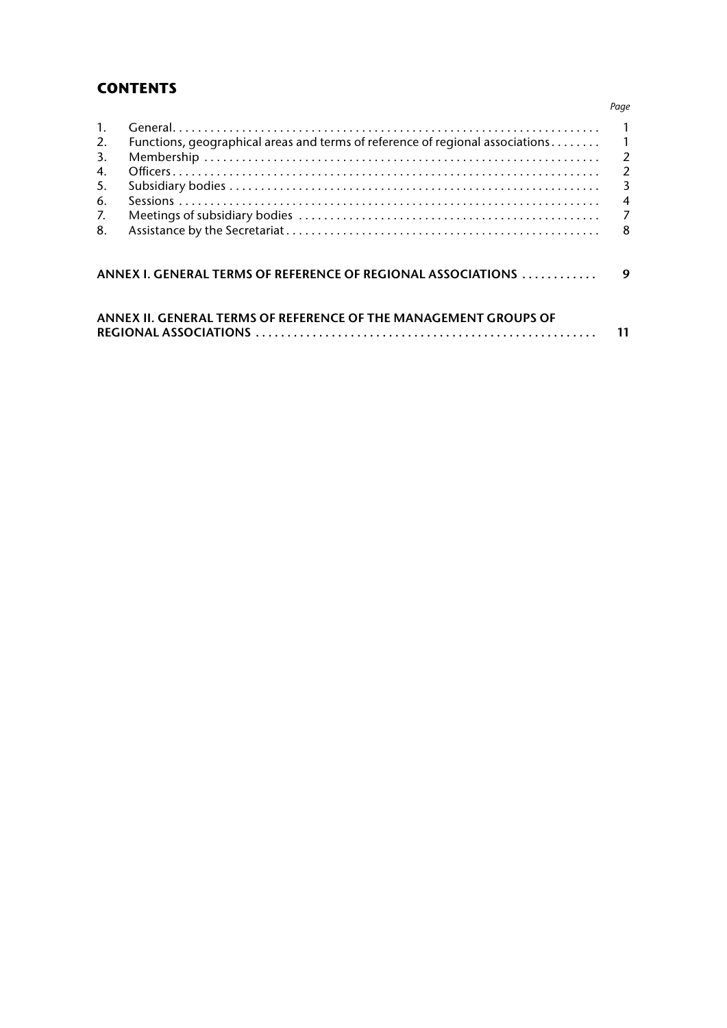# CONTENTS

| | | Page |
|---|---|---|
| 1. | General | 1 |
| 2. | Functions, geographical areas and terms of reference of regional associations | 1 |
| 3. | Membership | 2 |
| 4. | Officers | 2 |
| 5. | Subsidiary bodies | 3 |
| 6. | Sessions | 4 |
| 7. | Meetings of subsidiary bodies | 7 |
| 8. | Assistance by the Secretariat | 8 |

**ANNEX I. GENERAL TERMS OF REFERENCE OF REGIONAL ASSOCIATIONS** ............ **9**

**ANNEX II. GENERAL TERMS OF REFERENCE OF THE MANAGEMENT GROUPS OF REGIONAL ASSOCIATIONS** ............ **11**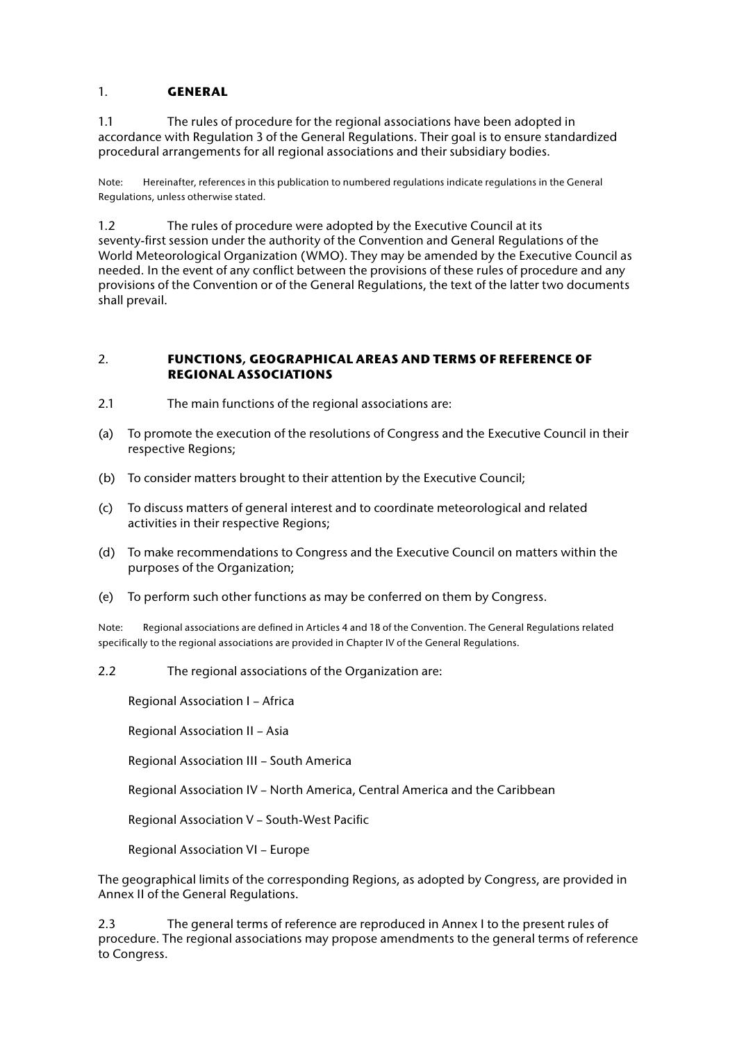# 1. GENERAL

1.1 The rules of procedure for the regional associations have been adopted in accordance with Regulation 3 of the General Regulations. Their goal is to ensure standardized procedural arrangements for all regional associations and their subsidiary bodies.

Note: Hereinafter, references in this publication to numbered regulations indicate regulations in the General Regulations, unless otherwise stated.

1.2 The rules of procedure were adopted by the Executive Council at its seventy-first session under the authority of the Convention and General Regulations of the World Meteorological Organization (WMO). They may be amended by the Executive Council as needed. In the event of any conflict between the provisions of these rules of procedure and any provisions of the Convention or of the General Regulations, the text of the latter two documents shall prevail.

# 2. FUNCTIONS, GEOGRAPHICAL AREAS AND TERMS OF REFERENCE OF REGIONAL ASSOCIATIONS

2.1 The main functions of the regional associations are:

(a) To promote the execution of the resolutions of Congress and the Executive Council in their respective Regions;

(b) To consider matters brought to their attention by the Executive Council;

(c) To discuss matters of general interest and to coordinate meteorological and related activities in their respective Regions;

(d) To make recommendations to Congress and the Executive Council on matters within the purposes of the Organization;

(e) To perform such other functions as may be conferred on them by Congress.

Note: Regional associations are defined in Articles 4 and 18 of the Convention. The General Regulations related specifically to the regional associations are provided in Chapter IV of the General Regulations.

2.2 The regional associations of the Organization are:

Regional Association I – Africa

Regional Association II – Asia

Regional Association III – South America

Regional Association IV – North America, Central America and the Caribbean

Regional Association V – South-West Pacific

Regional Association VI – Europe

The geographical limits of the corresponding Regions, as adopted by Congress, are provided in Annex II of the General Regulations.

2.3 The general terms of reference are reproduced in Annex I to the present rules of procedure. The regional associations may propose amendments to the general terms of reference to Congress.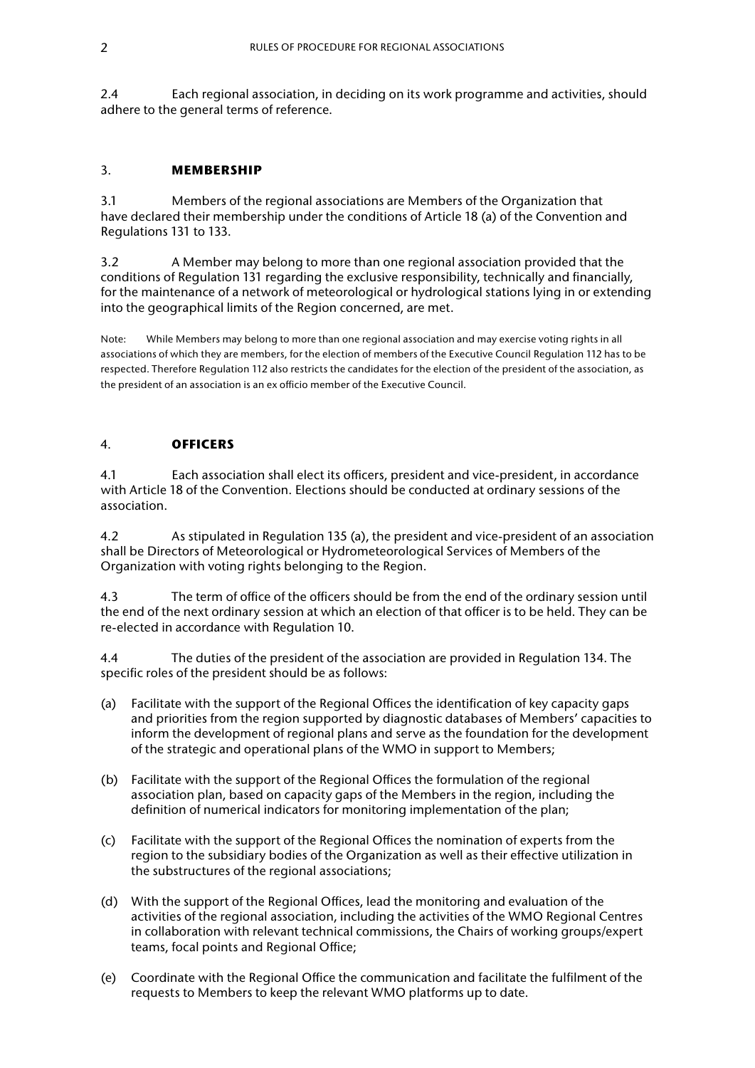2.4 Each regional association, in deciding on its work programme and activities, should adhere to the general terms of reference.

## 3. MEMBERSHIP

3.1 Members of the regional associations are Members of the Organization that have declared their membership under the conditions of Article 18 (a) of the Convention and Regulations 131 to 133.

3.2 A Member may belong to more than one regional association provided that the conditions of Regulation 131 regarding the exclusive responsibility, technically and financially, for the maintenance of a network of meteorological or hydrological stations lying in or extending into the geographical limits of the Region concerned, are met.

Note: While Members may belong to more than one regional association and may exercise voting rights in all associations of which they are members, for the election of members of the Executive Council Regulation 112 has to be respected. Therefore Regulation 112 also restricts the candidates for the election of the president of the association, as the president of an association is an ex officio member of the Executive Council.

## 4. OFFICERS

4.1 Each association shall elect its officers, president and vice-president, in accordance with Article 18 of the Convention. Elections should be conducted at ordinary sessions of the association.

4.2 As stipulated in Regulation 135 (a), the president and vice-president of an association shall be Directors of Meteorological or Hydrometeorological Services of Members of the Organization with voting rights belonging to the Region.

4.3 The term of office of the officers should be from the end of the ordinary session until the end of the next ordinary session at which an election of that officer is to be held. They can be re-elected in accordance with Regulation 10.

4.4 The duties of the president of the association are provided in Regulation 134. The specific roles of the president should be as follows:

(a) Facilitate with the support of the Regional Offices the identification of key capacity gaps and priorities from the region supported by diagnostic databases of Members' capacities to inform the development of regional plans and serve as the foundation for the development of the strategic and operational plans of the WMO in support to Members;

(b) Facilitate with the support of the Regional Offices the formulation of the regional association plan, based on capacity gaps of the Members in the region, including the definition of numerical indicators for monitoring implementation of the plan;

(c) Facilitate with the support of the Regional Offices the nomination of experts from the region to the subsidiary bodies of the Organization as well as their effective utilization in the substructures of the regional associations;

(d) With the support of the Regional Offices, lead the monitoring and evaluation of the activities of the regional association, including the activities of the WMO Regional Centres in collaboration with relevant technical commissions, the Chairs of working groups/expert teams, focal points and Regional Office;

(e) Coordinate with the Regional Office the communication and facilitate the fulfilment of the requests to Members to keep the relevant WMO platforms up to date.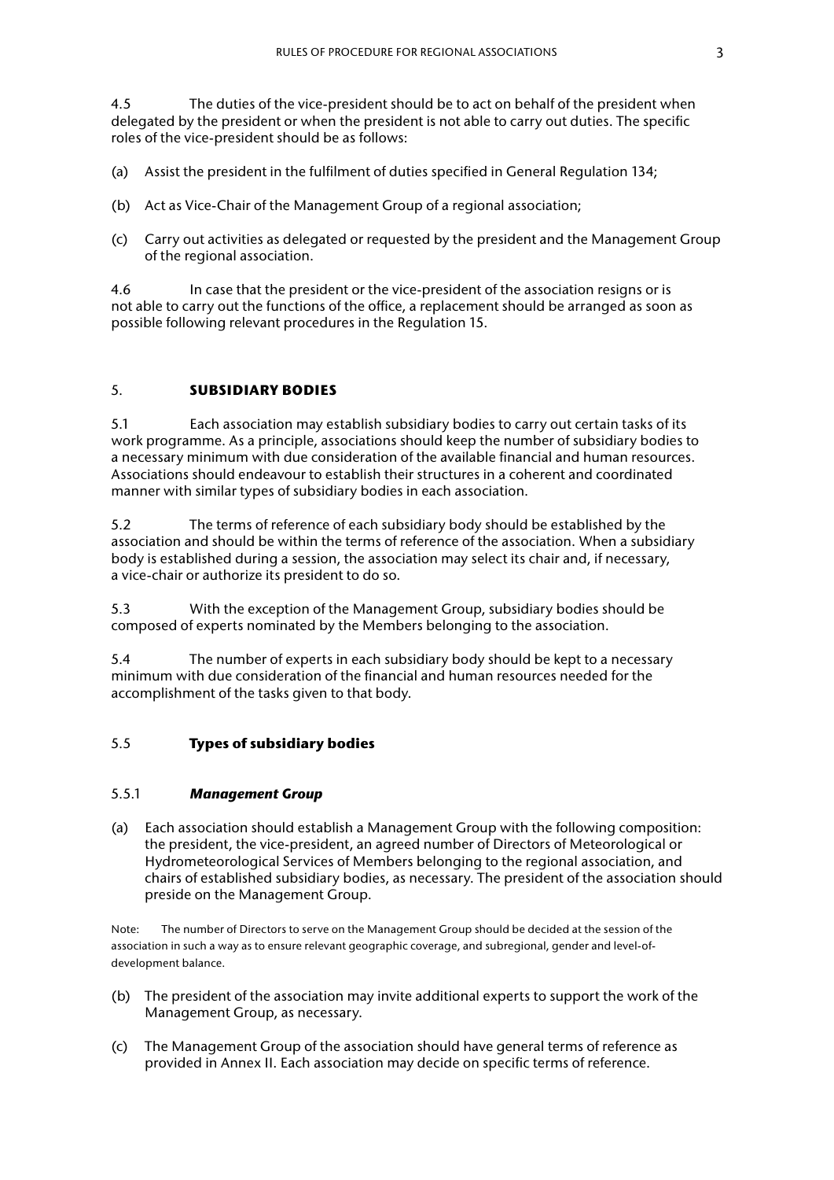4.5 The duties of the vice-president should be to act on behalf of the president when delegated by the president or when the president is not able to carry out duties. The specific roles of the vice-president should be as follows:

(a) Assist the president in the fulfilment of duties specified in General Regulation 134;

(b) Act as Vice-Chair of the Management Group of a regional association;

(c) Carry out activities as delegated or requested by the president and the Management Group of the regional association.

4.6 In case that the president or the vice-president of the association resigns or is not able to carry out the functions of the office, a replacement should be arranged as soon as possible following relevant procedures in the Regulation 15.

## 5. SUBSIDIARY BODIES

5.1 Each association may establish subsidiary bodies to carry out certain tasks of its work programme. As a principle, associations should keep the number of subsidiary bodies to a necessary minimum with due consideration of the available financial and human resources. Associations should endeavour to establish their structures in a coherent and coordinated manner with similar types of subsidiary bodies in each association.

5.2 The terms of reference of each subsidiary body should be established by the association and should be within the terms of reference of the association. When a subsidiary body is established during a session, the association may select its chair and, if necessary, a vice-chair or authorize its president to do so.

5.3 With the exception of the Management Group, subsidiary bodies should be composed of experts nominated by the Members belonging to the association.

5.4 The number of experts in each subsidiary body should be kept to a necessary minimum with due consideration of the financial and human resources needed for the accomplishment of the tasks given to that body.

### 5.5 Types of subsidiary bodies

#### 5.5.1 *Management Group*

(a) Each association should establish a Management Group with the following composition: the president, the vice-president, an agreed number of Directors of Meteorological or Hydrometeorological Services of Members belonging to the regional association, and chairs of established subsidiary bodies, as necessary. The president of the association should preside on the Management Group.

Note: The number of Directors to serve on the Management Group should be decided at the session of the association in such a way as to ensure relevant geographic coverage, and subregional, gender and level-of-development balance.

(b) The president of the association may invite additional experts to support the work of the Management Group, as necessary.

(c) The Management Group of the association should have general terms of reference as provided in Annex II. Each association may decide on specific terms of reference.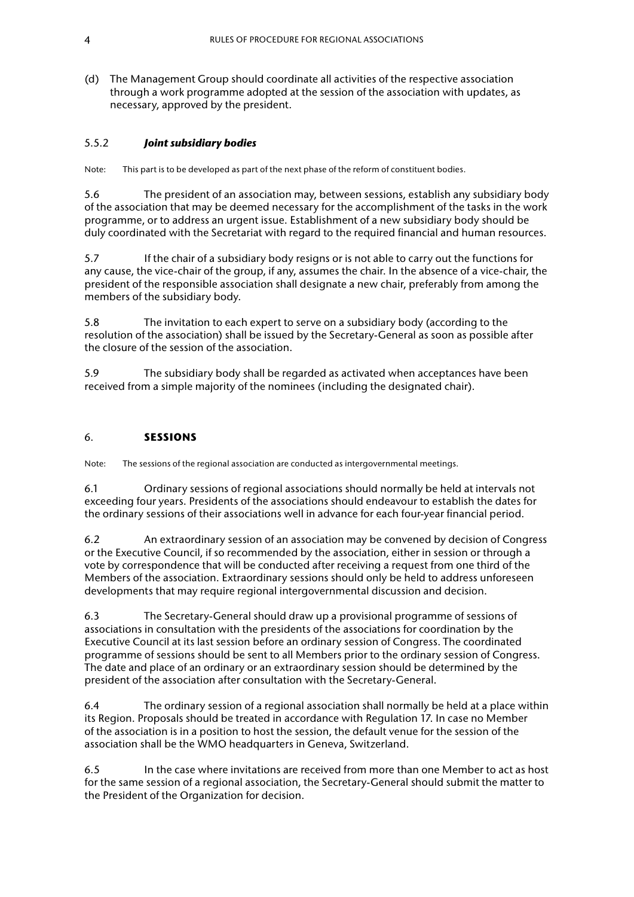(d) The Management Group should coordinate all activities of the respective association through a work programme adopted at the session of the association with updates, as necessary, approved by the president.

#### 5.5.2 *Joint subsidiary bodies*

Note: This part is to be developed as part of the next phase of the reform of constituent bodies.

5.6 The president of an association may, between sessions, establish any subsidiary body of the association that may be deemed necessary for the accomplishment of the tasks in the work programme, or to address an urgent issue. Establishment of a new subsidiary body should be duly coordinated with the Secretariat with regard to the required financial and human resources.

5.7 If the chair of a subsidiary body resigns or is not able to carry out the functions for any cause, the vice-chair of the group, if any, assumes the chair. In the absence of a vice-chair, the president of the responsible association shall designate a new chair, preferably from among the members of the subsidiary body.

5.8 The invitation to each expert to serve on a subsidiary body (according to the resolution of the association) shall be issued by the Secretary-General as soon as possible after the closure of the session of the association.

5.9 The subsidiary body shall be regarded as activated when acceptances have been received from a simple majority of the nominees (including the designated chair).

## 6. SESSIONS

Note: The sessions of the regional association are conducted as intergovernmental meetings.

6.1 Ordinary sessions of regional associations should normally be held at intervals not exceeding four years. Presidents of the associations should endeavour to establish the dates for the ordinary sessions of their associations well in advance for each four-year financial period.

6.2 An extraordinary session of an association may be convened by decision of Congress or the Executive Council, if so recommended by the association, either in session or through a vote by correspondence that will be conducted after receiving a request from one third of the Members of the association. Extraordinary sessions should only be held to address unforeseen developments that may require regional intergovernmental discussion and decision.

6.3 The Secretary-General should draw up a provisional programme of sessions of associations in consultation with the presidents of the associations for coordination by the Executive Council at its last session before an ordinary session of Congress. The coordinated programme of sessions should be sent to all Members prior to the ordinary session of Congress. The date and place of an ordinary or an extraordinary session should be determined by the president of the association after consultation with the Secretary-General.

6.4 The ordinary session of a regional association shall normally be held at a place within its Region. Proposals should be treated in accordance with Regulation 17. In case no Member of the association is in a position to host the session, the default venue for the session of the association shall be the WMO headquarters in Geneva, Switzerland.

6.5 In the case where invitations are received from more than one Member to act as host for the same session of a regional association, the Secretary-General should submit the matter to the President of the Organization for decision.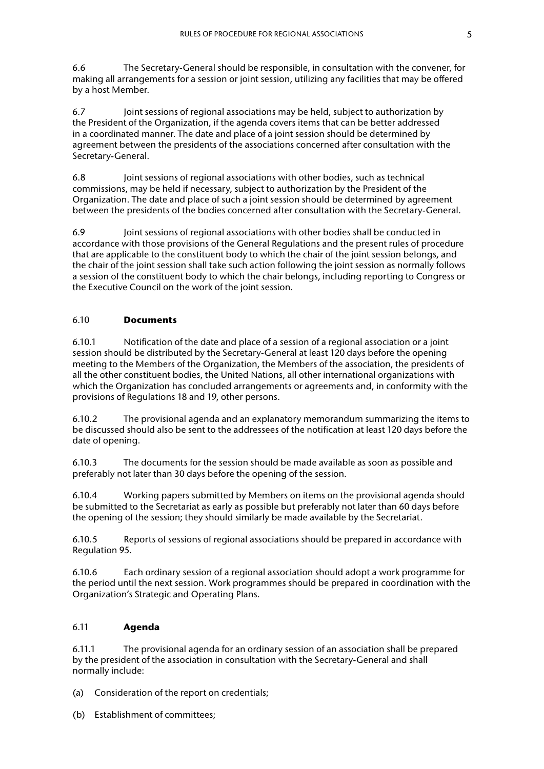6.6 The Secretary-General should be responsible, in consultation with the convener, for making all arrangements for a session or joint session, utilizing any facilities that may be offered by a host Member.

6.7 Joint sessions of regional associations may be held, subject to authorization by the President of the Organization, if the agenda covers items that can be better addressed in a coordinated manner. The date and place of a joint session should be determined by agreement between the presidents of the associations concerned after consultation with the Secretary-General.

6.8 Joint sessions of regional associations with other bodies, such as technical commissions, may be held if necessary, subject to authorization by the President of the Organization. The date and place of such a joint session should be determined by agreement between the presidents of the bodies concerned after consultation with the Secretary-General.

6.9 Joint sessions of regional associations with other bodies shall be conducted in accordance with those provisions of the General Regulations and the present rules of procedure that are applicable to the constituent body to which the chair of the joint session belongs, and the chair of the joint session shall take such action following the joint session as normally follows a session of the constituent body to which the chair belongs, including reporting to Congress or the Executive Council on the work of the joint session.

### 6.10 **Documents**

6.10.1 Notification of the date and place of a session of a regional association or a joint session should be distributed by the Secretary-General at least 120 days before the opening meeting to the Members of the Organization, the Members of the association, the presidents of all the other constituent bodies, the United Nations, all other international organizations with which the Organization has concluded arrangements or agreements and, in conformity with the provisions of Regulations 18 and 19, other persons.

6.10.2 The provisional agenda and an explanatory memorandum summarizing the items to be discussed should also be sent to the addressees of the notification at least 120 days before the date of opening.

6.10.3 The documents for the session should be made available as soon as possible and preferably not later than 30 days before the opening of the session.

6.10.4 Working papers submitted by Members on items on the provisional agenda should be submitted to the Secretariat as early as possible but preferably not later than 60 days before the opening of the session; they should similarly be made available by the Secretariat.

6.10.5 Reports of sessions of regional associations should be prepared in accordance with Regulation 95.

6.10.6 Each ordinary session of a regional association should adopt a work programme for the period until the next session. Work programmes should be prepared in coordination with the Organization's Strategic and Operating Plans.

### 6.11 **Agenda**

6.11.1 The provisional agenda for an ordinary session of an association shall be prepared by the president of the association in consultation with the Secretary-General and shall normally include:

(a) Consideration of the report on credentials;

(b) Establishment of committees;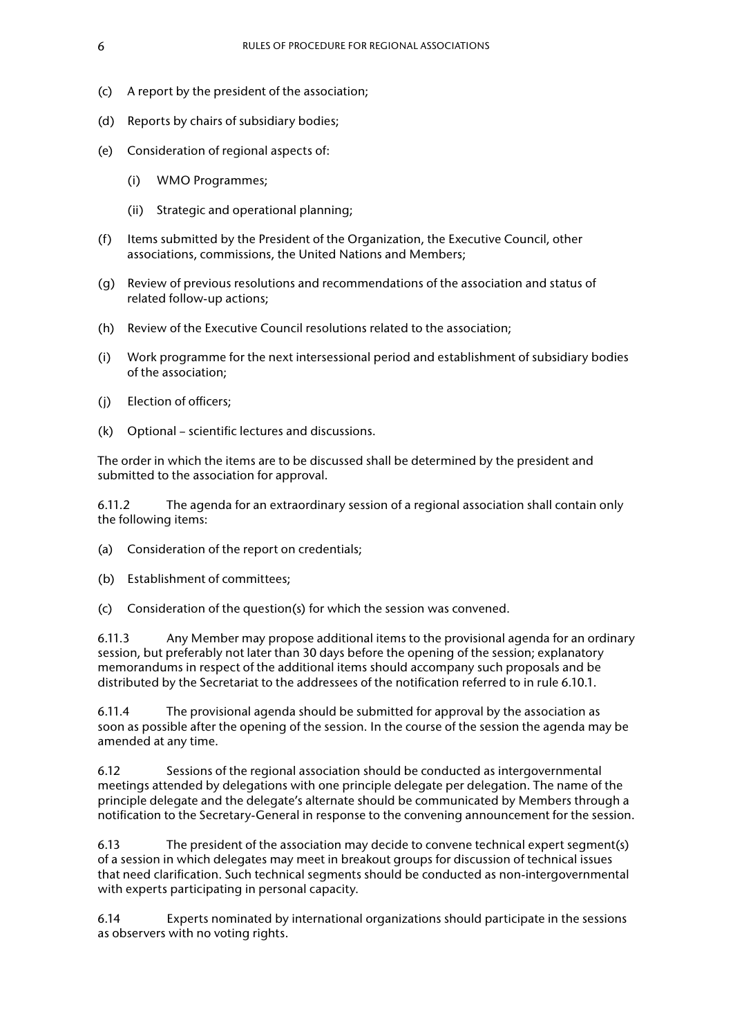(c) A report by the president of the association;

(d) Reports by chairs of subsidiary bodies;

(e) Consideration of regional aspects of:

  (i) WMO Programmes;

  (ii) Strategic and operational planning;

(f) Items submitted by the President of the Organization, the Executive Council, other associations, commissions, the United Nations and Members;

(g) Review of previous resolutions and recommendations of the association and status of related follow-up actions;

(h) Review of the Executive Council resolutions related to the association;

(i) Work programme for the next intersessional period and establishment of subsidiary bodies of the association;

(j) Election of officers;

(k) Optional – scientific lectures and discussions.

The order in which the items are to be discussed shall be determined by the president and submitted to the association for approval.

6.11.2 The agenda for an extraordinary session of a regional association shall contain only the following items:

(a) Consideration of the report on credentials;

(b) Establishment of committees;

(c) Consideration of the question(s) for which the session was convened.

6.11.3 Any Member may propose additional items to the provisional agenda for an ordinary session, but preferably not later than 30 days before the opening of the session; explanatory memorandums in respect of the additional items should accompany such proposals and be distributed by the Secretariat to the addressees of the notification referred to in rule 6.10.1.

6.11.4 The provisional agenda should be submitted for approval by the association as soon as possible after the opening of the session. In the course of the session the agenda may be amended at any time.

6.12 Sessions of the regional association should be conducted as intergovernmental meetings attended by delegations with one principle delegate per delegation. The name of the principle delegate and the delegate's alternate should be communicated by Members through a notification to the Secretary-General in response to the convening announcement for the session.

6.13 The president of the association may decide to convene technical expert segment(s) of a session in which delegates may meet in breakout groups for discussion of technical issues that need clarification. Such technical segments should be conducted as non-intergovernmental with experts participating in personal capacity.

6.14 Experts nominated by international organizations should participate in the sessions as observers with no voting rights.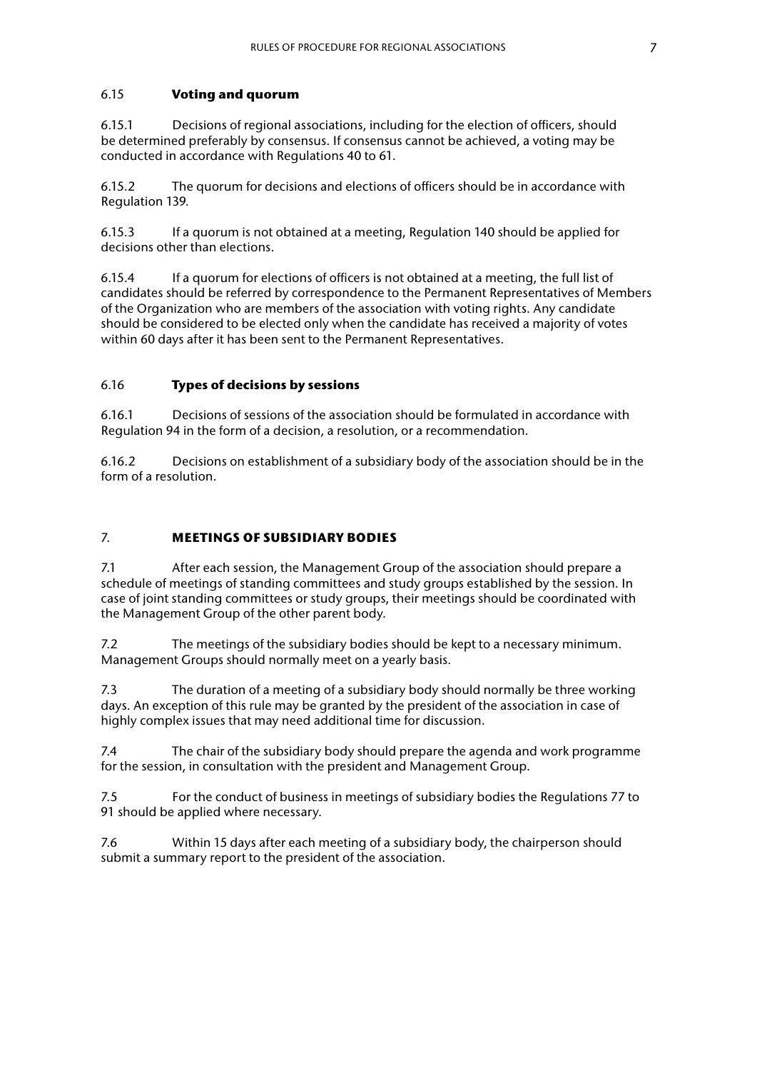### 6.15 **Voting and quorum**

6.15.1 Decisions of regional associations, including for the election of officers, should be determined preferably by consensus. If consensus cannot be achieved, a voting may be conducted in accordance with Regulations 40 to 61.

6.15.2 The quorum for decisions and elections of officers should be in accordance with Regulation 139.

6.15.3 If a quorum is not obtained at a meeting, Regulation 140 should be applied for decisions other than elections.

6.15.4 If a quorum for elections of officers is not obtained at a meeting, the full list of candidates should be referred by correspondence to the Permanent Representatives of Members of the Organization who are members of the association with voting rights. Any candidate should be considered to be elected only when the candidate has received a majority of votes within 60 days after it has been sent to the Permanent Representatives.

### 6.16 **Types of decisions by sessions**

6.16.1 Decisions of sessions of the association should be formulated in accordance with Regulation 94 in the form of a decision, a resolution, or a recommendation.

6.16.2 Decisions on establishment of a subsidiary body of the association should be in the form of a resolution.

## 7. **MEETINGS OF SUBSIDIARY BODIES**

7.1 After each session, the Management Group of the association should prepare a schedule of meetings of standing committees and study groups established by the session. In case of joint standing committees or study groups, their meetings should be coordinated with the Management Group of the other parent body.

7.2 The meetings of the subsidiary bodies should be kept to a necessary minimum. Management Groups should normally meet on a yearly basis.

7.3 The duration of a meeting of a subsidiary body should normally be three working days. An exception of this rule may be granted by the president of the association in case of highly complex issues that may need additional time for discussion.

7.4 The chair of the subsidiary body should prepare the agenda and work programme for the session, in consultation with the president and Management Group.

7.5 For the conduct of business in meetings of subsidiary bodies the Regulations 77 to 91 should be applied where necessary.

7.6 Within 15 days after each meeting of a subsidiary body, the chairperson should submit a summary report to the president of the association.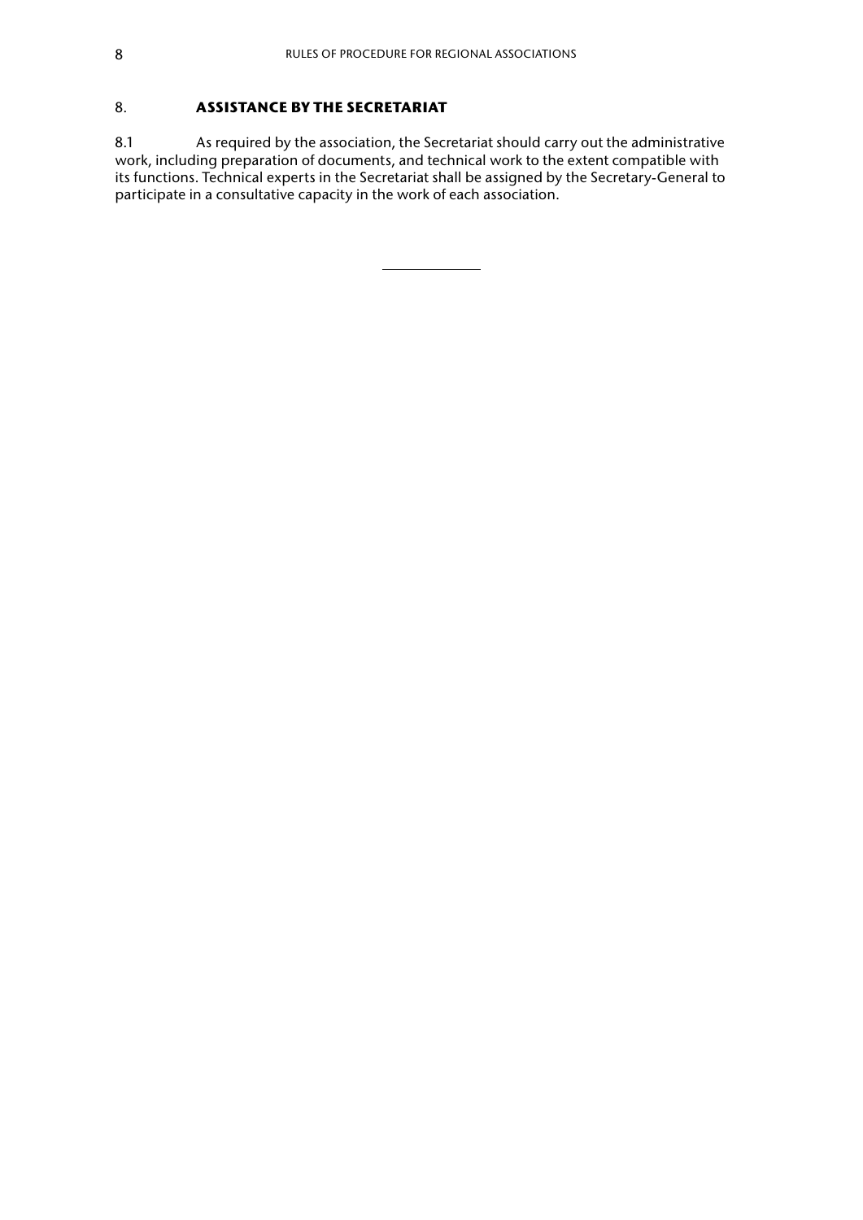## 8. ASSISTANCE BY THE SECRETARIAT

8.1 As required by the association, the Secretariat should carry out the administrative work, including preparation of documents, and technical work to the extent compatible with its functions. Technical experts in the Secretariat shall be assigned by the Secretary-General to participate in a consultative capacity in the work of each association.

---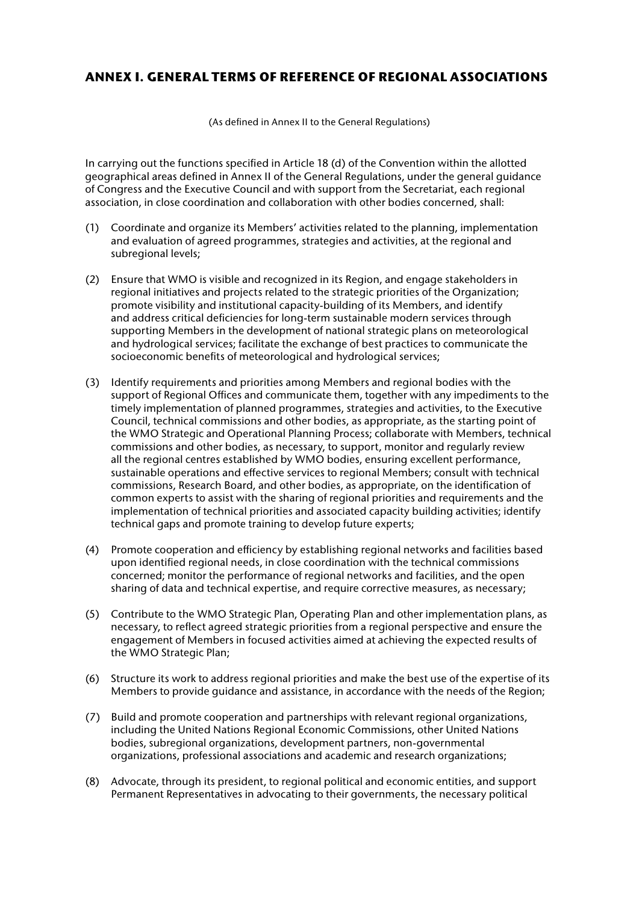# ANNEX I. GENERAL TERMS OF REFERENCE OF REGIONAL ASSOCIATIONS

(As defined in Annex II to the General Regulations)

In carrying out the functions specified in Article 18 (d) of the Convention within the allotted geographical areas defined in Annex II of the General Regulations, under the general guidance of Congress and the Executive Council and with support from the Secretariat, each regional association, in close coordination and collaboration with other bodies concerned, shall:

(1) Coordinate and organize its Members' activities related to the planning, implementation and evaluation of agreed programmes, strategies and activities, at the regional and subregional levels;

(2) Ensure that WMO is visible and recognized in its Region, and engage stakeholders in regional initiatives and projects related to the strategic priorities of the Organization; promote visibility and institutional capacity-building of its Members, and identify and address critical deficiencies for long-term sustainable modern services through supporting Members in the development of national strategic plans on meteorological and hydrological services; facilitate the exchange of best practices to communicate the socioeconomic benefits of meteorological and hydrological services;

(3) Identify requirements and priorities among Members and regional bodies with the support of Regional Offices and communicate them, together with any impediments to the timely implementation of planned programmes, strategies and activities, to the Executive Council, technical commissions and other bodies, as appropriate, as the starting point of the WMO Strategic and Operational Planning Process; collaborate with Members, technical commissions and other bodies, as necessary, to support, monitor and regularly review all the regional centres established by WMO bodies, ensuring excellent performance, sustainable operations and effective services to regional Members; consult with technical commissions, Research Board, and other bodies, as appropriate, on the identification of common experts to assist with the sharing of regional priorities and requirements and the implementation of technical priorities and associated capacity building activities; identify technical gaps and promote training to develop future experts;

(4) Promote cooperation and efficiency by establishing regional networks and facilities based upon identified regional needs, in close coordination with the technical commissions concerned; monitor the performance of regional networks and facilities, and the open sharing of data and technical expertise, and require corrective measures, as necessary;

(5) Contribute to the WMO Strategic Plan, Operating Plan and other implementation plans, as necessary, to reflect agreed strategic priorities from a regional perspective and ensure the engagement of Members in focused activities aimed at achieving the expected results of the WMO Strategic Plan;

(6) Structure its work to address regional priorities and make the best use of the expertise of its Members to provide guidance and assistance, in accordance with the needs of the Region;

(7) Build and promote cooperation and partnerships with relevant regional organizations, including the United Nations Regional Economic Commissions, other United Nations bodies, subregional organizations, development partners, non-governmental organizations, professional associations and academic and research organizations;

(8) Advocate, through its president, to regional political and economic entities, and support Permanent Representatives in advocating to their governments, the necessary political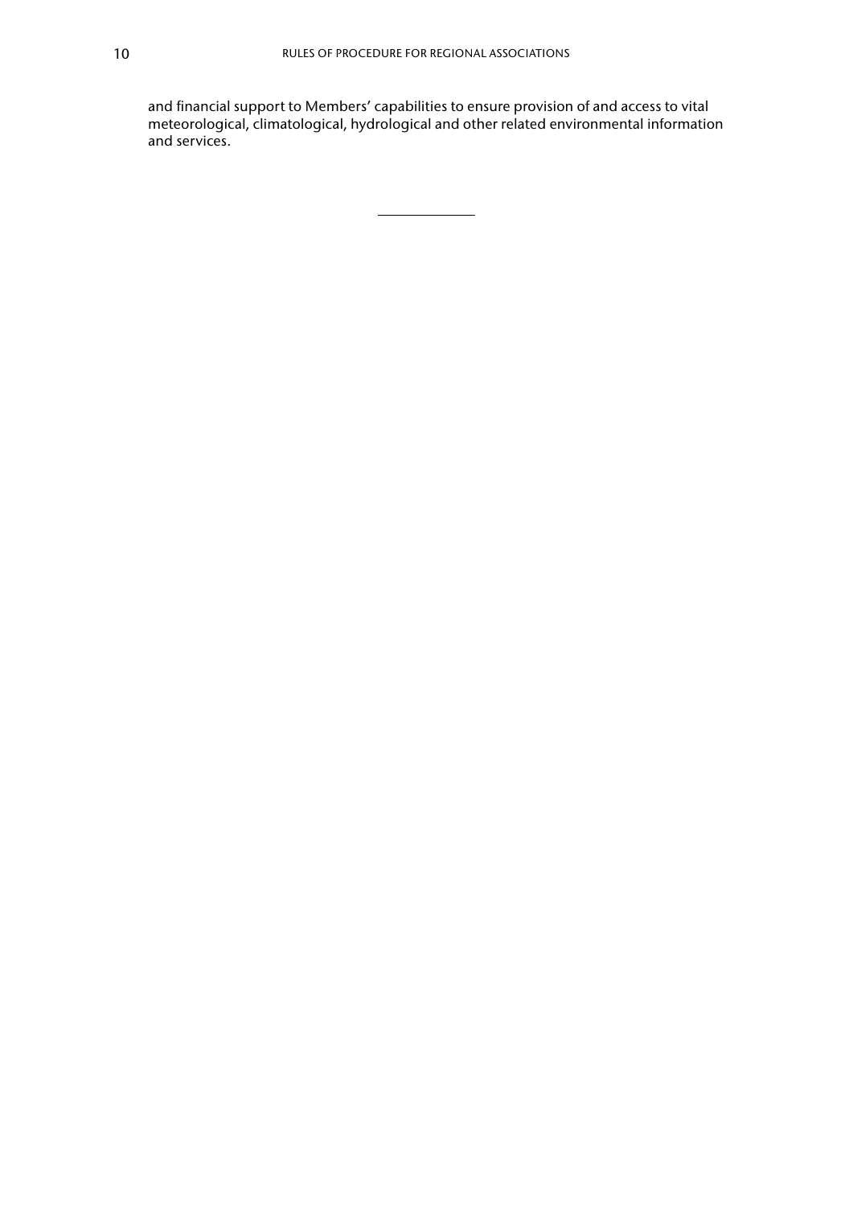and financial support to Members' capabilities to ensure provision of and access to vital meteorological, climatological, hydrological and other related environmental information and services.

---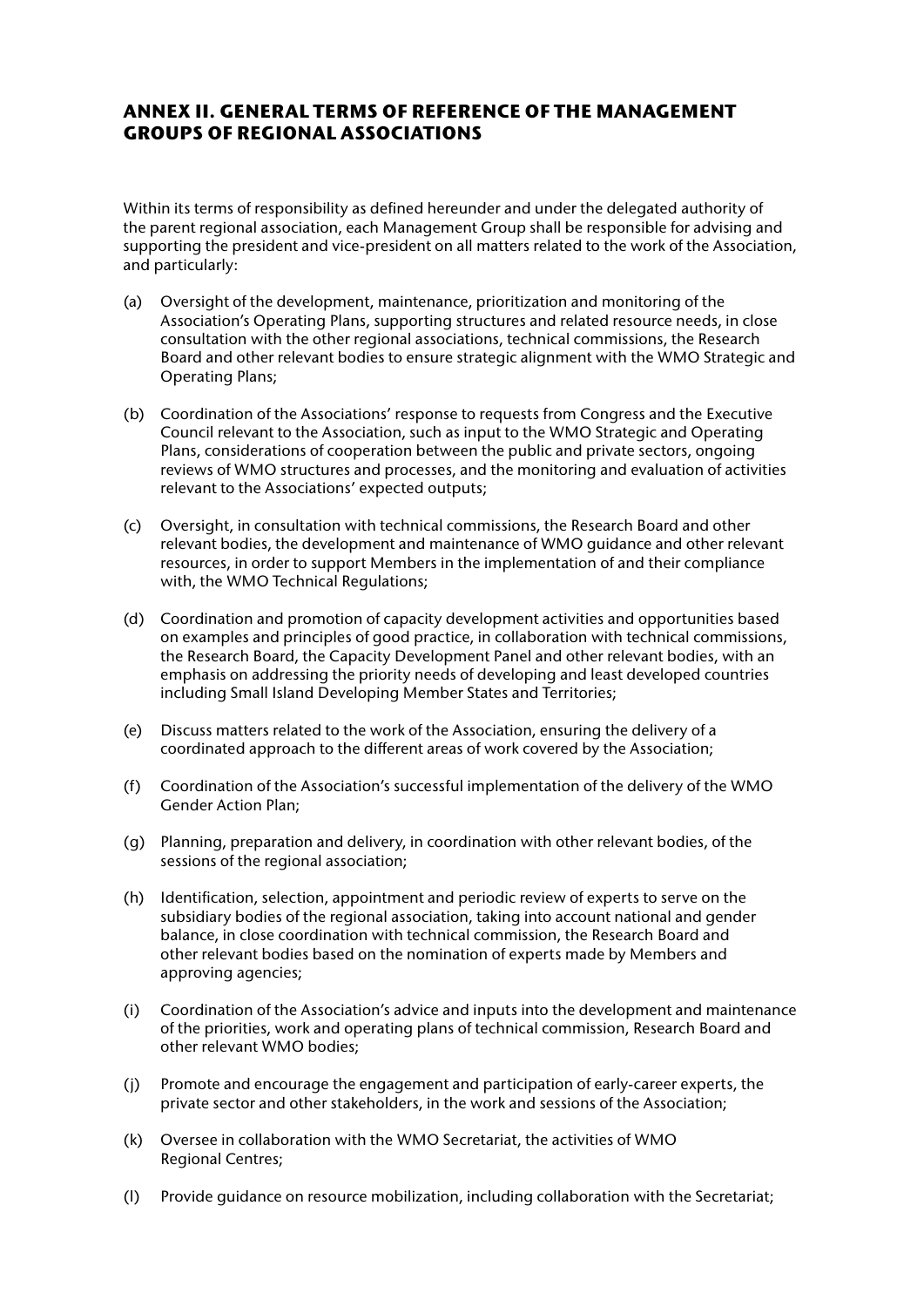## ANNEX II. GENERAL TERMS OF REFERENCE OF THE MANAGEMENT GROUPS OF REGIONAL ASSOCIATIONS

Within its terms of responsibility as defined hereunder and under the delegated authority of the parent regional association, each Management Group shall be responsible for advising and supporting the president and vice-president on all matters related to the work of the Association, and particularly:

(a) Oversight of the development, maintenance, prioritization and monitoring of the Association's Operating Plans, supporting structures and related resource needs, in close consultation with the other regional associations, technical commissions, the Research Board and other relevant bodies to ensure strategic alignment with the WMO Strategic and Operating Plans;

(b) Coordination of the Associations' response to requests from Congress and the Executive Council relevant to the Association, such as input to the WMO Strategic and Operating Plans, considerations of cooperation between the public and private sectors, ongoing reviews of WMO structures and processes, and the monitoring and evaluation of activities relevant to the Associations' expected outputs;

(c) Oversight, in consultation with technical commissions, the Research Board and other relevant bodies, the development and maintenance of WMO guidance and other relevant resources, in order to support Members in the implementation of and their compliance with, the WMO Technical Regulations;

(d) Coordination and promotion of capacity development activities and opportunities based on examples and principles of good practice, in collaboration with technical commissions, the Research Board, the Capacity Development Panel and other relevant bodies, with an emphasis on addressing the priority needs of developing and least developed countries including Small Island Developing Member States and Territories;

(e) Discuss matters related to the work of the Association, ensuring the delivery of a coordinated approach to the different areas of work covered by the Association;

(f) Coordination of the Association's successful implementation of the delivery of the WMO Gender Action Plan;

(g) Planning, preparation and delivery, in coordination with other relevant bodies, of the sessions of the regional association;

(h) Identification, selection, appointment and periodic review of experts to serve on the subsidiary bodies of the regional association, taking into account national and gender balance, in close coordination with technical commission, the Research Board and other relevant bodies based on the nomination of experts made by Members and approving agencies;

(i) Coordination of the Association's advice and inputs into the development and maintenance of the priorities, work and operating plans of technical commission, Research Board and other relevant WMO bodies;

(j) Promote and encourage the engagement and participation of early-career experts, the private sector and other stakeholders, in the work and sessions of the Association;

(k) Oversee in collaboration with the WMO Secretariat, the activities of WMO Regional Centres;

(l) Provide guidance on resource mobilization, including collaboration with the Secretariat;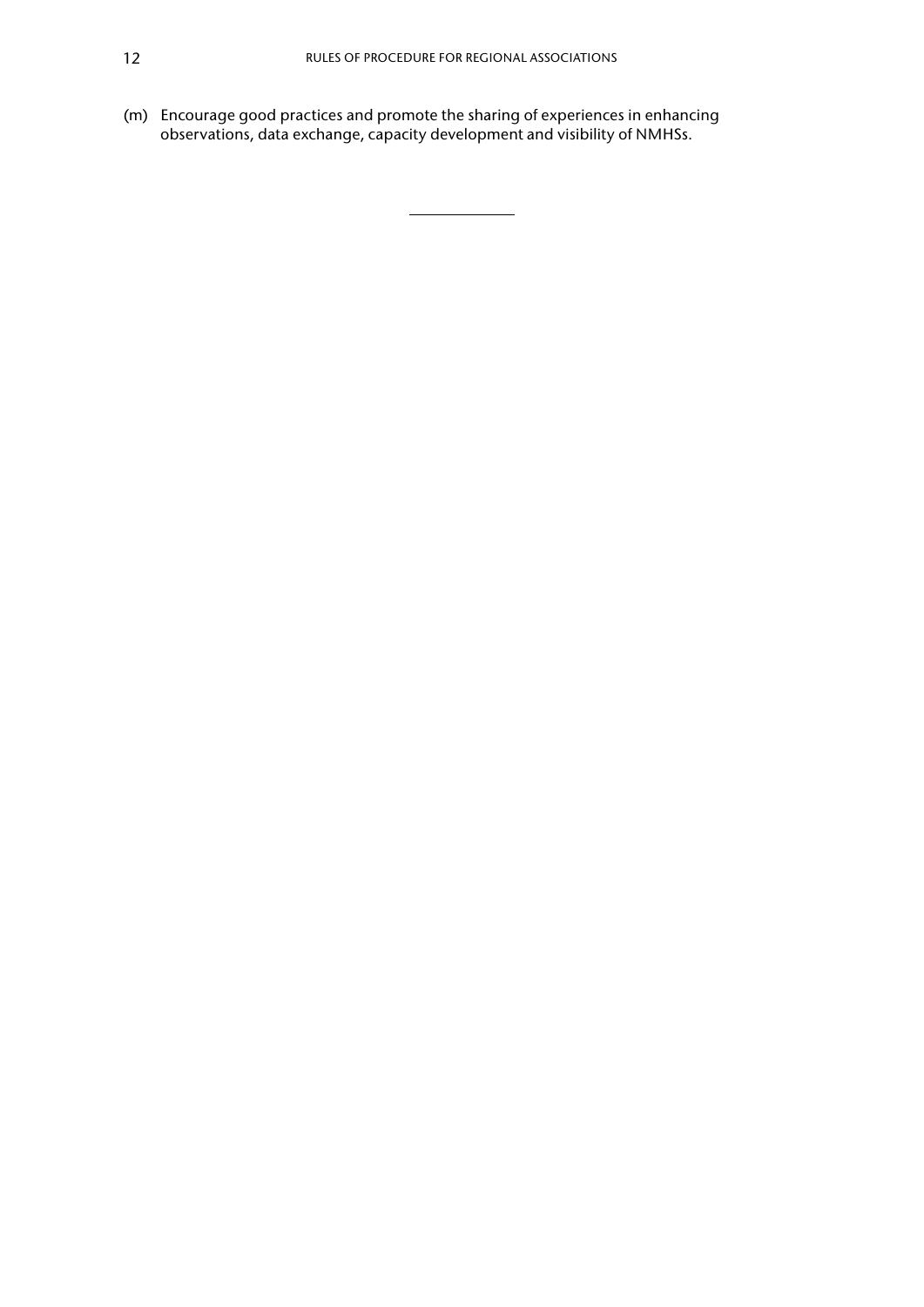(m) Encourage good practices and promote the sharing of experiences in enhancing observations, data exchange, capacity development and visibility of NMHSs.

---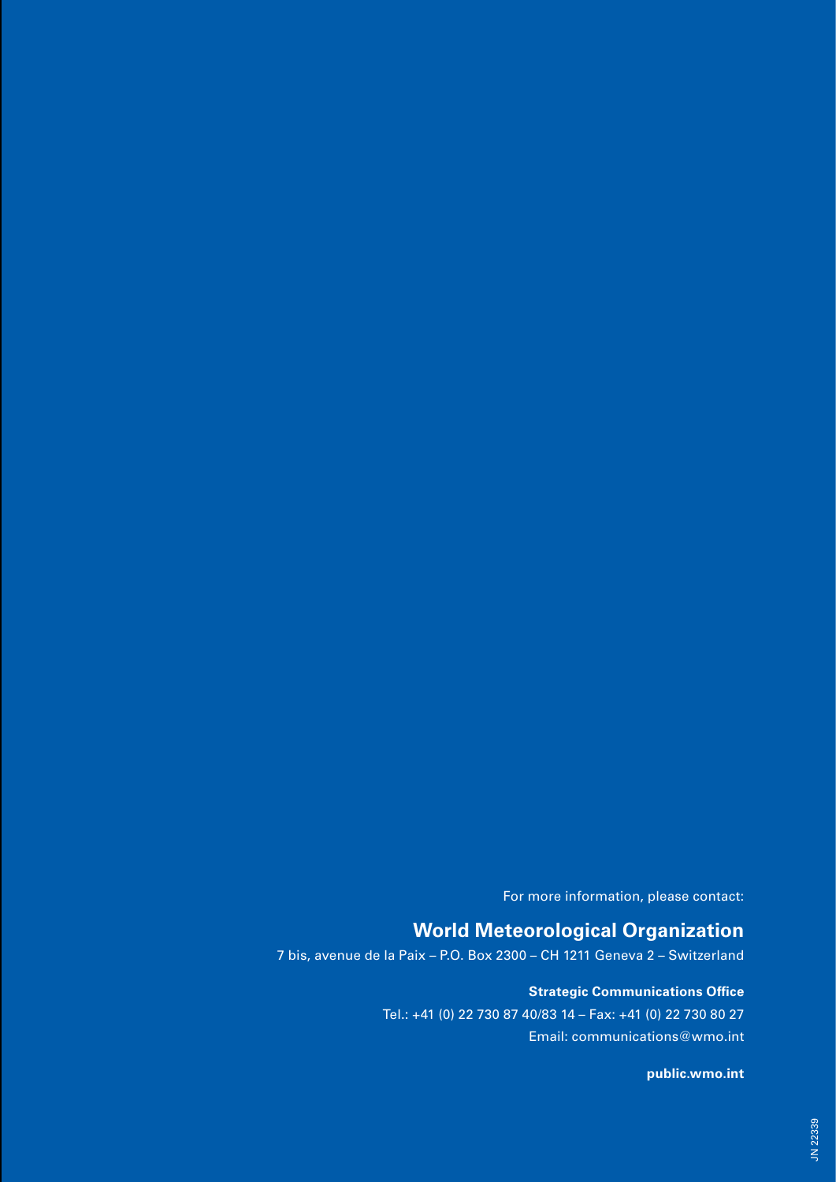For more information, please contact:

**World Meteorological Organization**

7 bis, avenue de la Paix – P.O. Box 2300 – CH 1211 Geneva 2 – Switzerland

**Strategic Communications Office**

Tel.: +41 (0) 22 730 87 40/83 14 – Fax: +41 (0) 22 730 80 27

Email: communications@wmo.int

**public.wmo.int**

JN 22339